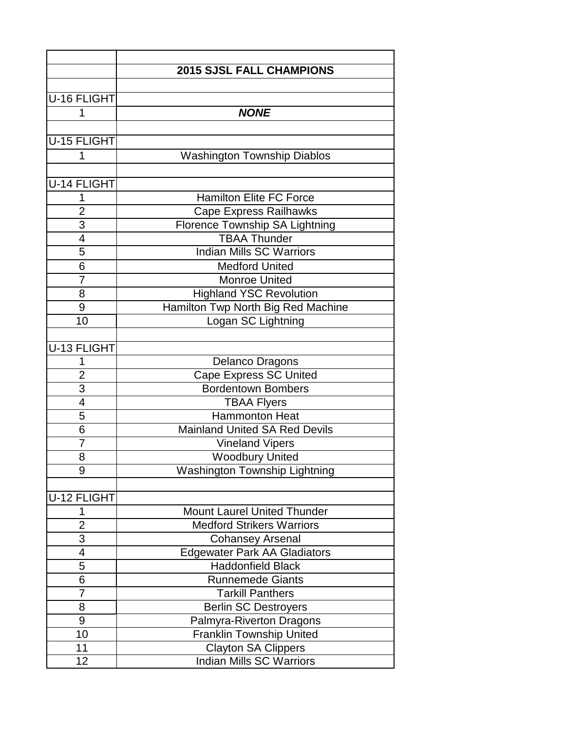| | 2015 SJSL FALL CHAMPIONS |
|---|---|
| | |
| U-16 FLIGHT | |
| 1 | ***NONE*** |
| | |
| U-15 FLIGHT | |
| 1 | Washington Township Diablos |
| | |
| U-14 FLIGHT | |
| 1 | Hamilton Elite FC Force |
| 2 | Cape Express Railhawks |
| 3 | Florence Township SA Lightning |
| 4 | TBAA Thunder |
| 5 | Indian Mills SC Warriors |
| 6 | Medford United |
| 7 | Monroe United |
| 8 | Highland YSC Revolution |
| 9 | Hamilton Twp North Big Red Machine |
| 10 | Logan SC Lightning |
| | |
| U-13 FLIGHT | |
| 1 | Delanco Dragons |
| 2 | Cape Express SC United |
| 3 | Bordentown Bombers |
| 4 | TBAA Flyers |
| 5 | Hammonton Heat |
| 6 | Mainland United SA Red Devils |
| 7 | Vineland Vipers |
| 8 | Woodbury United |
| 9 | Washington Township Lightning |
| | |
| U-12 FLIGHT | |
| 1 | Mount Laurel United Thunder |
| 2 | Medford Strikers Warriors |
| 3 | Cohansey Arsenal |
| 4 | Edgewater Park AA Gladiators |
| 5 | Haddonfield Black |
| 6 | Runnemede Giants |
| 7 | Tarkill Panthers |
| 8 | Berlin SC Destroyers |
| 9 | Palmyra-Riverton Dragons |
| 10 | Franklin Township United |
| 11 | Clayton SA Clippers |
| 12 | Indian Mills SC Warriors |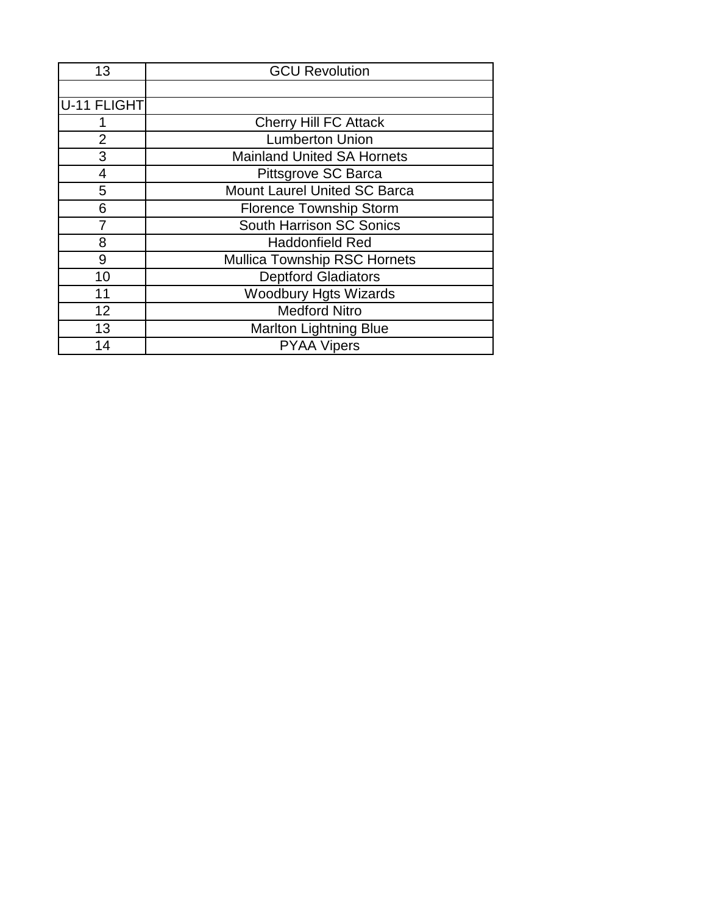| | |
|---|---|
| 13 | GCU Revolution |
| | |
| U-11 FLIGHT | |
| 1 | Cherry Hill FC Attack |
| 2 | Lumberton Union |
| 3 | Mainland United SA Hornets |
| 4 | Pittsgrove SC Barca |
| 5 | Mount Laurel United SC Barca |
| 6 | Florence Township Storm |
| 7 | South Harrison SC Sonics |
| 8 | Haddonfield Red |
| 9 | Mullica Township RSC Hornets |
| 10 | Deptford Gladiators |
| 11 | Woodbury Hgts Wizards |
| 12 | Medford Nitro |
| 13 | Marlton Lightning Blue |
| 14 | PYAA Vipers |